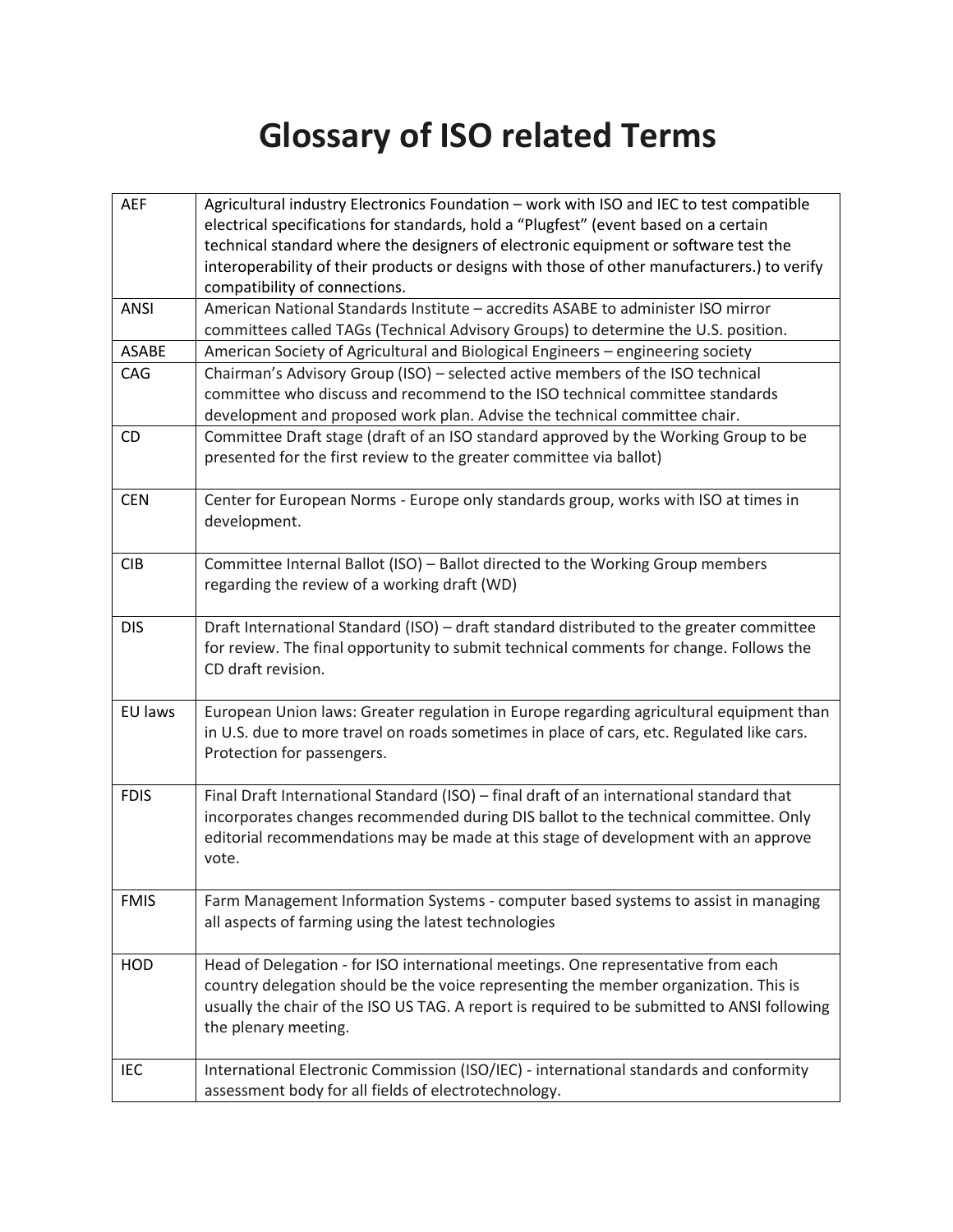# Glossary of ISO related Terms

| | |
|---|---|
| AEF | Agricultural industry Electronics Foundation – work with ISO and IEC to test compatible electrical specifications for standards, hold a "Plugfest" (event based on a certain technical standard where the designers of electronic equipment or software test the interoperability of their products or designs with those of other manufacturers.) to verify compatibility of connections. |
| ANSI | American National Standards Institute – accredits ASABE to administer ISO mirror committees called TAGs (Technical Advisory Groups) to determine the U.S. position. |
| ASABE | American Society of Agricultural and Biological Engineers – engineering society |
| CAG | Chairman's Advisory Group (ISO) – selected active members of the ISO technical committee who discuss and recommend to the ISO technical committee standards development and proposed work plan. Advise the technical committee chair. |
| CD | Committee Draft stage (draft of an ISO standard approved by the Working Group to be presented for the first review to the greater committee via ballot) |
| CEN | Center for European Norms - Europe only standards group, works with ISO at times in development. |
| CIB | Committee Internal Ballot (ISO) – Ballot directed to the Working Group members regarding the review of a working draft (WD) |
| DIS | Draft International Standard (ISO) – draft standard distributed to the greater committee for review. The final opportunity to submit technical comments for change. Follows the CD draft revision. |
| EU laws | European Union laws: Greater regulation in Europe regarding agricultural equipment than in U.S. due to more travel on roads sometimes in place of cars, etc. Regulated like cars. Protection for passengers. |
| FDIS | Final Draft International Standard (ISO) – final draft of an international standard that incorporates changes recommended during DIS ballot to the technical committee. Only editorial recommendations may be made at this stage of development with an approve vote. |
| FMIS | Farm Management Information Systems - computer based systems to assist in managing all aspects of farming using the latest technologies |
| HOD | Head of Delegation - for ISO international meetings. One representative from each country delegation should be the voice representing the member organization. This is usually the chair of the ISO US TAG. A report is required to be submitted to ANSI following the plenary meeting. |
| IEC | International Electronic Commission (ISO/IEC) - international standards and conformity assessment body for all fields of electrotechnology. |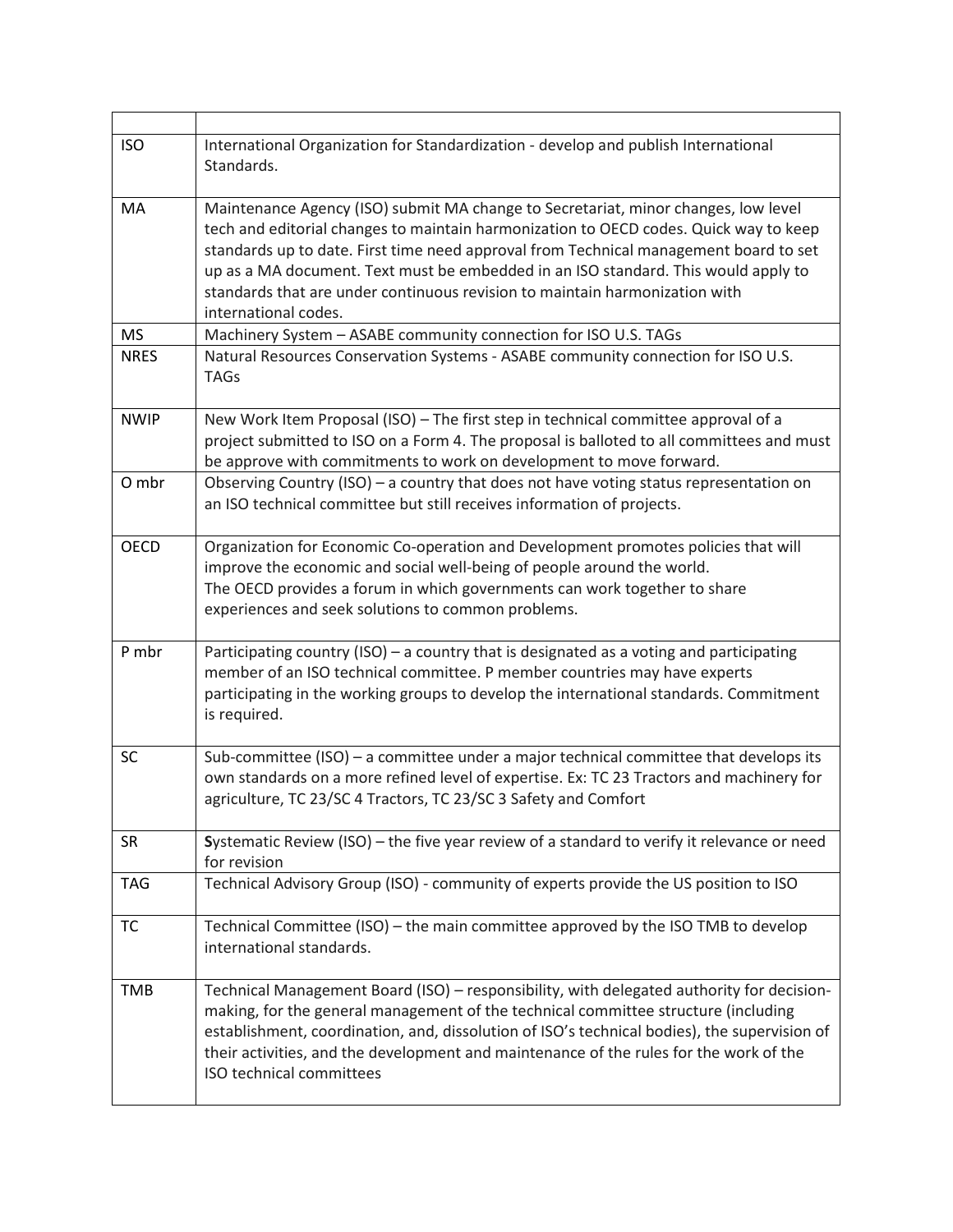| | |
|---|---|
| ISO | International Organization for Standardization - develop and publish International Standards. |
| MA | Maintenance Agency (ISO) submit MA change to Secretariat, minor changes, low level tech and editorial changes to maintain harmonization to OECD codes. Quick way to keep standards up to date. First time need approval from Technical management board to set up as a MA document. Text must be embedded in an ISO standard. This would apply to standards that are under continuous revision to maintain harmonization with international codes. |
| MS | Machinery System – ASABE community connection for ISO U.S. TAGs |
| NRES | Natural Resources Conservation Systems - ASABE community connection for ISO U.S. TAGs |
| NWIP | New Work Item Proposal (ISO) – The first step in technical committee approval of a project submitted to ISO on a Form 4. The proposal is balloted to all committees and must be approve with commitments to work on development to move forward. |
| O mbr | Observing Country (ISO) – a country that does not have voting status representation on an ISO technical committee but still receives information of projects. |
| OECD | Organization for Economic Co-operation and Development promotes policies that will improve the economic and social well-being of people around the world. The OECD provides a forum in which governments can work together to share experiences and seek solutions to common problems. |
| P mbr | Participating country (ISO) – a country that is designated as a voting and participating member of an ISO technical committee. P member countries may have experts participating in the working groups to develop the international standards. Commitment is required. |
| SC | Sub-committee (ISO) – a committee under a major technical committee that develops its own standards on a more refined level of expertise. Ex: TC 23 Tractors and machinery for agriculture, TC 23/SC 4 Tractors, TC 23/SC 3 Safety and Comfort |
| SR | **S**ystematic Review (ISO) – the five year review of a standard to verify it relevance or need for revision |
| TAG | Technical Advisory Group (ISO) - community of experts provide the US position to ISO |
| TC | Technical Committee (ISO) – the main committee approved by the ISO TMB to develop international standards. |
| TMB | Technical Management Board (ISO) – responsibility, with delegated authority for decision-making, for the general management of the technical committee structure (including establishment, coordination, and, dissolution of ISO's technical bodies), the supervision of their activities, and the development and maintenance of the rules for the work of the ISO technical committees |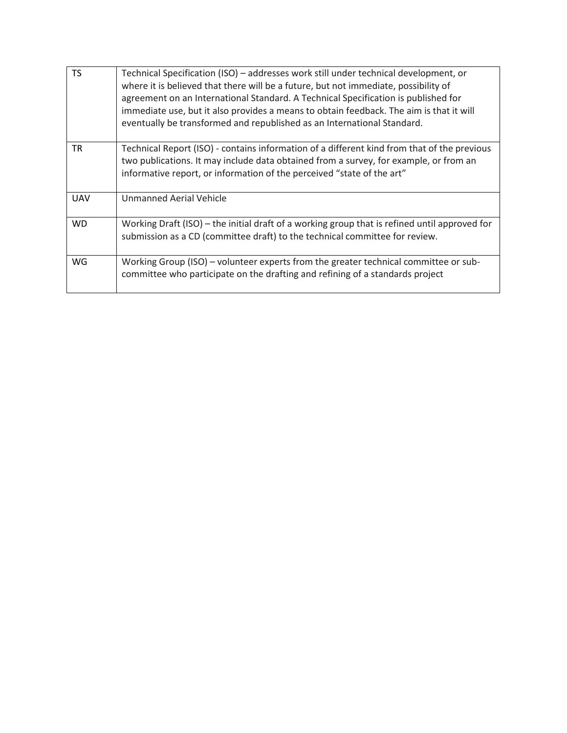| | |
|---|---|
| TS | Technical Specification (ISO) – addresses work still under technical development, or where it is believed that there will be a future, but not immediate, possibility of agreement on an International Standard. A Technical Specification is published for immediate use, but it also provides a means to obtain feedback. The aim is that it will eventually be transformed and republished as an International Standard. |
| TR | Technical Report (ISO) - contains information of a different kind from that of the previous two publications. It may include data obtained from a survey, for example, or from an informative report, or information of the perceived "state of the art" |
| UAV | Unmanned Aerial Vehicle |
| WD | Working Draft (ISO) – the initial draft of a working group that is refined until approved for submission as a CD (committee draft) to the technical committee for review. |
| WG | Working Group (ISO) – volunteer experts from the greater technical committee or sub-committee who participate on the drafting and refining of a standards project |